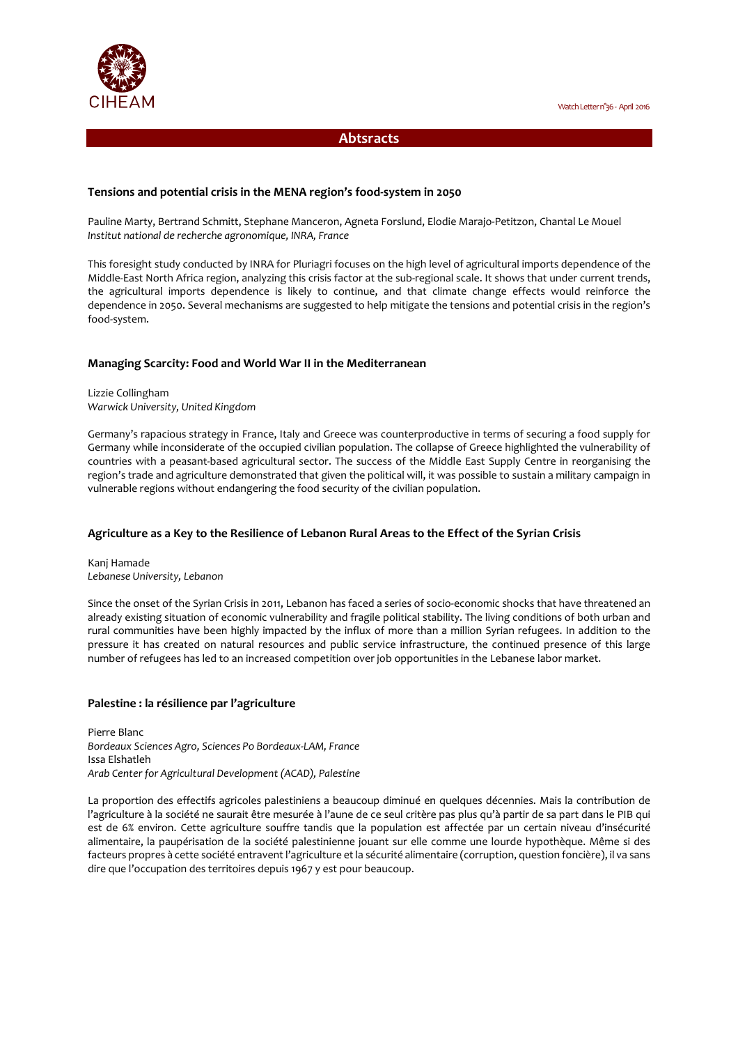# Abtsracts

## Tensions and potential crisis in the MENA region's food-system in 2050

Pauline Marty, Bertrand Schmitt, Stephane Manceron, Agneta Forslund, Elodie Marajo-Petitzon, Chantal Le Mouel
*Institut national de recherche agronomique, INRA, France*

This foresight study conducted by INRA for Pluriagri focuses on the high level of agricultural imports dependence of the Middle-East North Africa region, analyzing this crisis factor at the sub-regional scale. It shows that under current trends, the agricultural imports dependence is likely to continue, and that climate change effects would reinforce the dependence in 2050. Several mechanisms are suggested to help mitigate the tensions and potential crisis in the region's food-system.

## Managing Scarcity: Food and World War II in the Mediterranean

Lizzie Collingham
*Warwick University, United Kingdom*

Germany's rapacious strategy in France, Italy and Greece was counterproductive in terms of securing a food supply for Germany while inconsiderate of the occupied civilian population. The collapse of Greece highlighted the vulnerability of countries with a peasant-based agricultural sector. The success of the Middle East Supply Centre in reorganising the region's trade and agriculture demonstrated that given the political will, it was possible to sustain a military campaign in vulnerable regions without endangering the food security of the civilian population.

## Agriculture as a Key to the Resilience of Lebanon Rural Areas to the Effect of the Syrian Crisis

Kanj Hamade
*Lebanese University, Lebanon*

Since the onset of the Syrian Crisis in 2011, Lebanon has faced a series of socio-economic shocks that have threatened an already existing situation of economic vulnerability and fragile political stability. The living conditions of both urban and rural communities have been highly impacted by the influx of more than a million Syrian refugees. In addition to the pressure it has created on natural resources and public service infrastructure, the continued presence of this large number of refugees has led to an increased competition over job opportunities in the Lebanese labor market.

## Palestine : la résilience par l'agriculture

Pierre Blanc
*Bordeaux Sciences Agro, Sciences Po Bordeaux-LAM, France*
Issa Elshatleh
*Arab Center for Agricultural Development (ACAD), Palestine*

La proportion des effectifs agricoles palestiniens a beaucoup diminué en quelques décennies. Mais la contribution de l'agriculture à la société ne saurait être mesurée à l'aune de ce seul critère pas plus qu'à partir de sa part dans le PIB qui est de 6% environ. Cette agriculture souffre tandis que la population est affectée par un certain niveau d'insécurité alimentaire, la paupérisation de la société palestinienne jouant sur elle comme une lourde hypothèque. Même si des facteurs propres à cette société entravent l'agriculture et la sécurité alimentaire (corruption, question foncière), il va sans dire que l'occupation des territoires depuis 1967 y est pour beaucoup.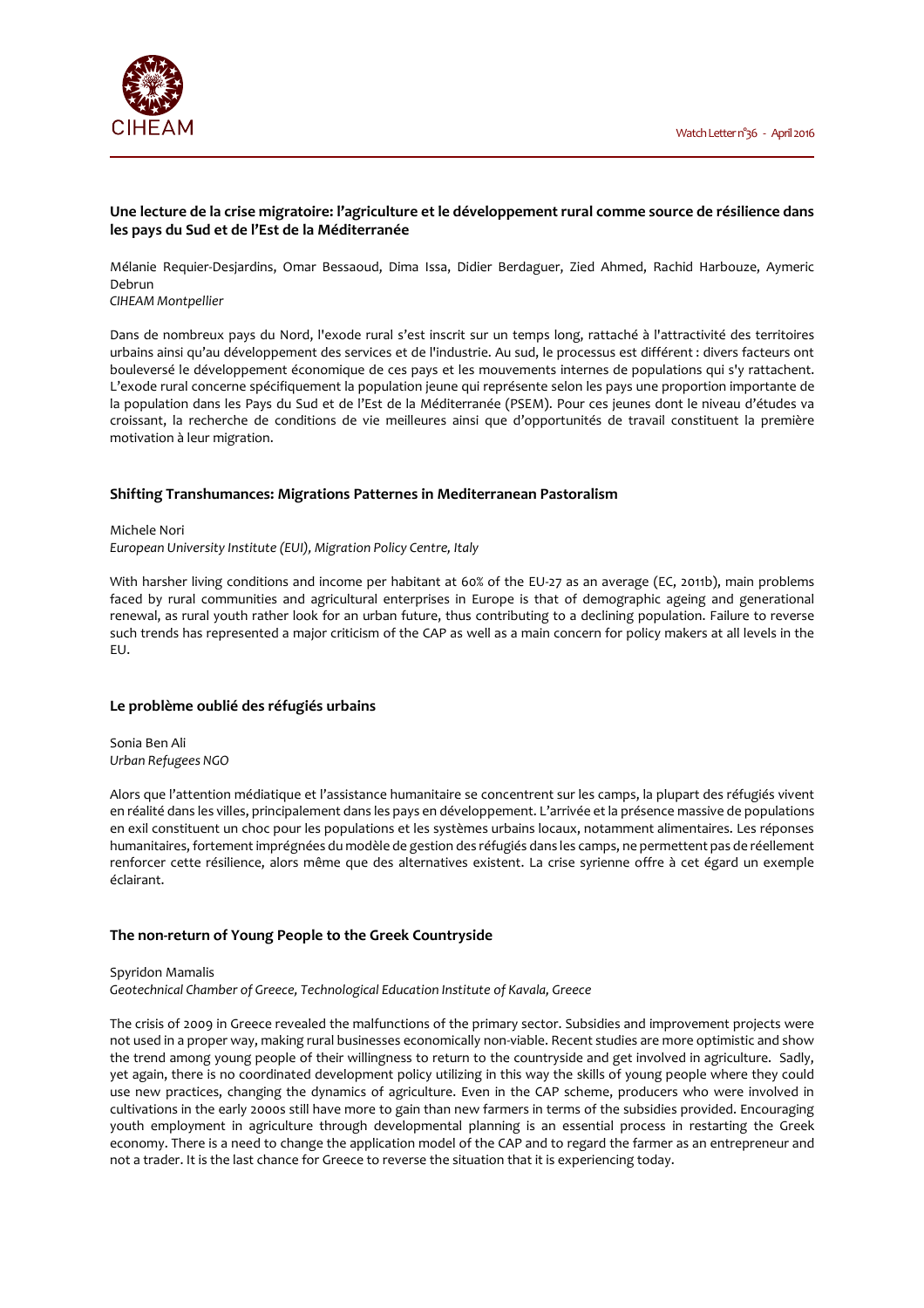### Une lecture de la crise migratoire: l'agriculture et le développement rural comme source de résilience dans les pays du Sud et de l'Est de la Méditerranée

Mélanie Requier-Desjardins, Omar Bessaoud, Dima Issa, Didier Berdaguer, Zied Ahmed, Rachid Harbouze, Aymeric Debrun
*CIHEAM Montpellier*

Dans de nombreux pays du Nord, l'exode rural s'est inscrit sur un temps long, rattaché à l'attractivité des territoires urbains ainsi qu'au développement des services et de l'industrie. Au sud, le processus est différent : divers facteurs ont bouleversé le développement économique de ces pays et les mouvements internes de populations qui s'y rattachent. L'exode rural concerne spécifiquement la population jeune qui représente selon les pays une proportion importante de la population dans les Pays du Sud et de l'Est de la Méditerranée (PSEM). Pour ces jeunes dont le niveau d'études va croissant, la recherche de conditions de vie meilleures ainsi que d'opportunités de travail constituent la première motivation à leur migration.

### Shifting Transhumances: Migrations Patternes in Mediterranean Pastoralism

Michele Nori
*European University Institute (EUI), Migration Policy Centre, Italy*

With harsher living conditions and income per habitant at 60% of the EU-27 as an average (EC, 2011b), main problems faced by rural communities and agricultural enterprises in Europe is that of demographic ageing and generational renewal, as rural youth rather look for an urban future, thus contributing to a declining population. Failure to reverse such trends has represented a major criticism of the CAP as well as a main concern for policy makers at all levels in the EU.

### Le problème oublié des réfugiés urbains

Sonia Ben Ali
*Urban Refugees NGO*

Alors que l'attention médiatique et l'assistance humanitaire se concentrent sur les camps, la plupart des réfugiés vivent en réalité dans les villes, principalement dans les pays en développement. L'arrivée et la présence massive de populations en exil constituent un choc pour les populations et les systèmes urbains locaux, notamment alimentaires. Les réponses humanitaires, fortement imprégnées du modèle de gestion des réfugiés dans les camps, ne permettent pas de réellement renforcer cette résilience, alors même que des alternatives existent. La crise syrienne offre à cet égard un exemple éclairant.

### The non-return of Young People to the Greek Countryside

Spyridon Mamalis
*Geotechnical Chamber of Greece, Technological Education Institute of Kavala, Greece*

The crisis of 2009 in Greece revealed the malfunctions of the primary sector. Subsidies and improvement projects were not used in a proper way, making rural businesses economically non-viable. Recent studies are more optimistic and show the trend among young people of their willingness to return to the countryside and get involved in agriculture. Sadly, yet again, there is no coordinated development policy utilizing in this way the skills of young people where they could use new practices, changing the dynamics of agriculture. Even in the CAP scheme, producers who were involved in cultivations in the early 2000s still have more to gain than new farmers in terms of the subsidies provided. Encouraging youth employment in agriculture through developmental planning is an essential process in restarting the Greek economy. There is a need to change the application model of the CAP and to regard the farmer as an entrepreneur and not a trader. It is the last chance for Greece to reverse the situation that it is experiencing today.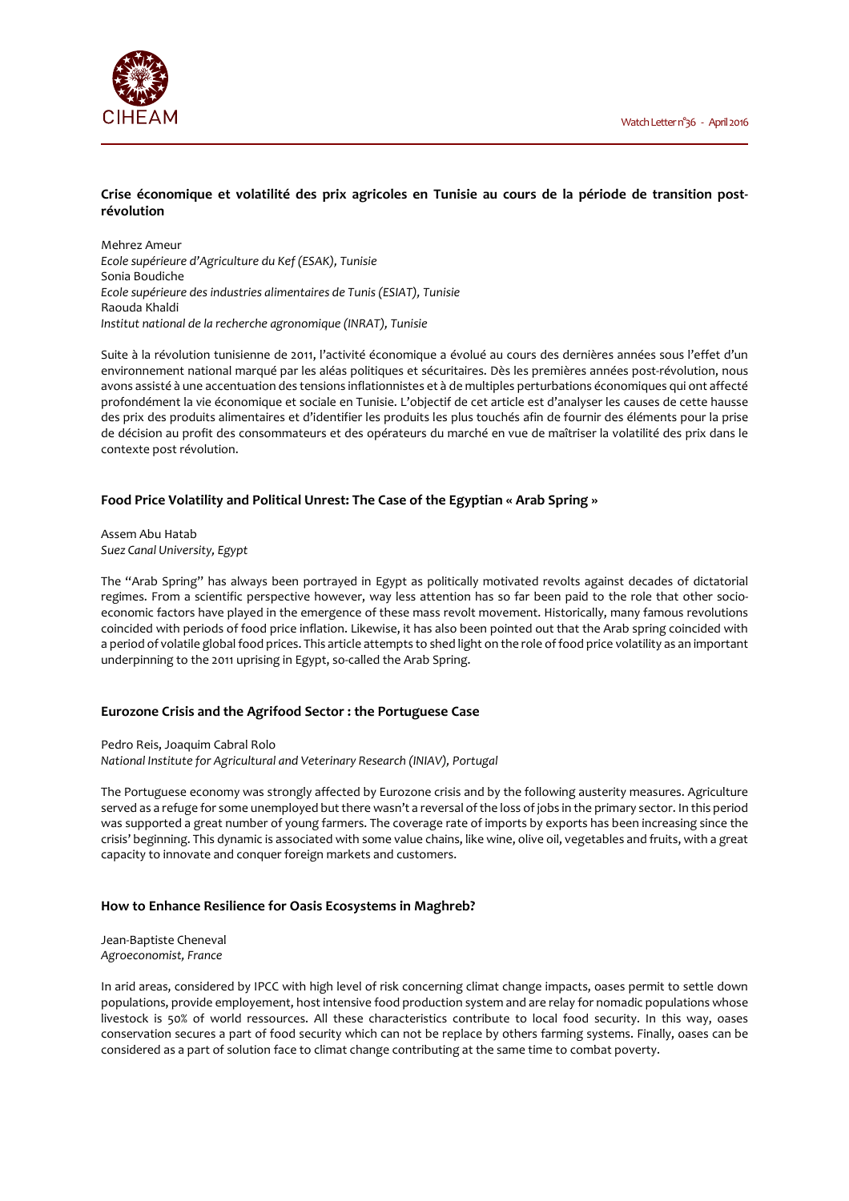### Crise économique et volatilité des prix agricoles en Tunisie au cours de la période de transition post-révolution

Mehrez Ameur
*Ecole supérieure d'Agriculture du Kef (ESAK), Tunisie*
Sonia Boudiche
*Ecole supérieure des industries alimentaires de Tunis (ESIAT), Tunisie*
Raouda Khaldi
*Institut national de la recherche agronomique (INRAT), Tunisie*

Suite à la révolution tunisienne de 2011, l'activité économique a évolué au cours des dernières années sous l'effet d'un environnement national marqué par les aléas politiques et sécuritaires. Dès les premières années post-révolution, nous avons assisté à une accentuation des tensions inflationnistes et à de multiples perturbations économiques qui ont affecté profondément la vie économique et sociale en Tunisie. L'objectif de cet article est d'analyser les causes de cette hausse des prix des produits alimentaires et d'identifier les produits les plus touchés afin de fournir des éléments pour la prise de décision au profit des consommateurs et des opérateurs du marché en vue de maîtriser la volatilité des prix dans le contexte post révolution.

### Food Price Volatility and Political Unrest: The Case of the Egyptian « Arab Spring »

Assem Abu Hatab
*Suez Canal University, Egypt*

The "Arab Spring" has always been portrayed in Egypt as politically motivated revolts against decades of dictatorial regimes. From a scientific perspective however, way less attention has so far been paid to the role that other socio-economic factors have played in the emergence of these mass revolt movement. Historically, many famous revolutions coincided with periods of food price inflation. Likewise, it has also been pointed out that the Arab spring coincided with a period of volatile global food prices. This article attempts to shed light on the role of food price volatility as an important underpinning to the 2011 uprising in Egypt, so-called the Arab Spring.

### Eurozone Crisis and the Agrifood Sector : the Portuguese Case

Pedro Reis, Joaquim Cabral Rolo
*National Institute for Agricultural and Veterinary Research (INIAV), Portugal*

The Portuguese economy was strongly affected by Eurozone crisis and by the following austerity measures. Agriculture served as a refuge for some unemployed but there wasn't a reversal of the loss of jobs in the primary sector. In this period was supported a great number of young farmers. The coverage rate of imports by exports has been increasing since the crisis' beginning. This dynamic is associated with some value chains, like wine, olive oil, vegetables and fruits, with a great capacity to innovate and conquer foreign markets and customers.

### How to Enhance Resilience for Oasis Ecosystems in Maghreb?

Jean-Baptiste Cheneval
*Agroeconomist, France*

In arid areas, considered by IPCC with high level of risk concerning climat change impacts, oases permit to settle down populations, provide employement, host intensive food production system and are relay for nomadic populations whose livestock is 50% of world ressources. All these characteristics contribute to local food security. In this way, oases conservation secures a part of food security which can not be replace by others farming systems. Finally, oases can be considered as a part of solution face to climat change contributing at the same time to combat poverty.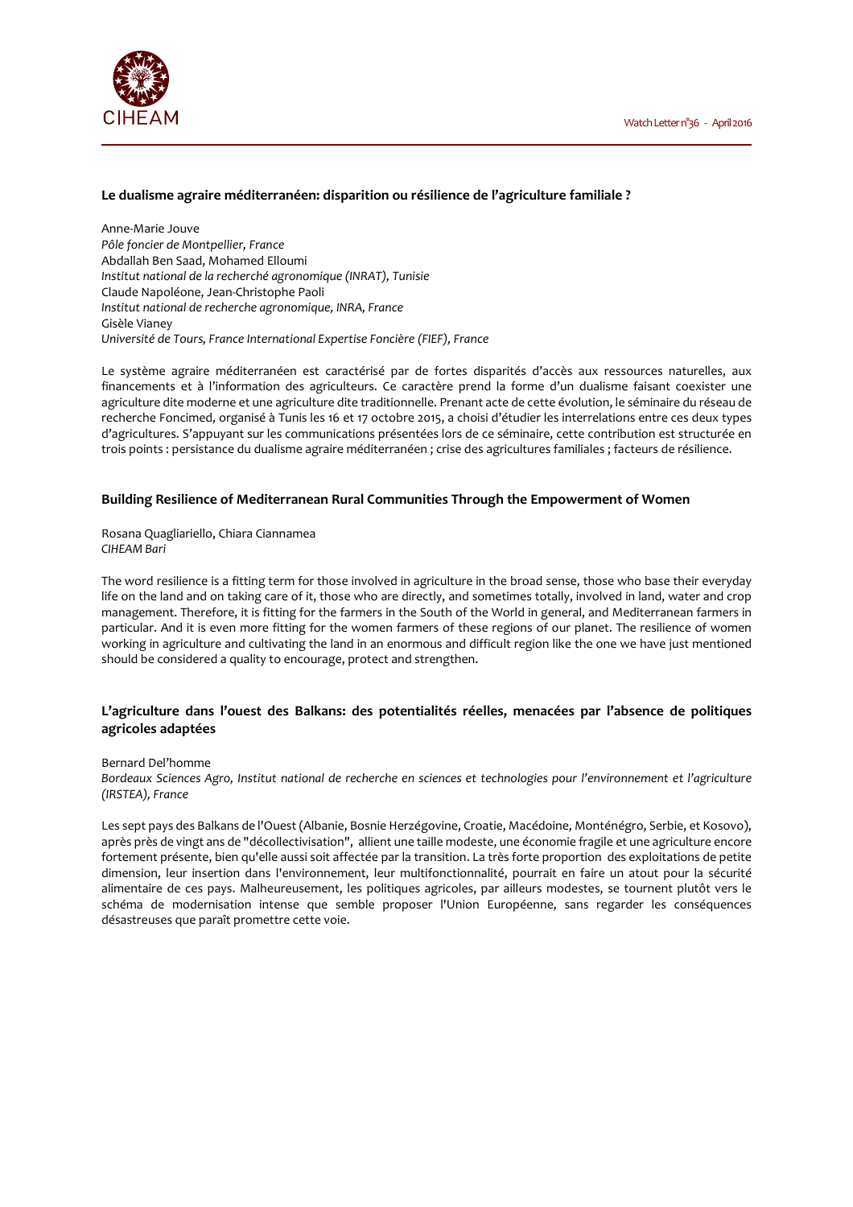### Le dualisme agraire méditerranéen: disparition ou résilience de l'agriculture familiale ?

Anne-Marie Jouve
*Pôle foncier de Montpellier, France*
Abdallah Ben Saad, Mohamed Elloumi
*Institut national de la recherché agronomique (INRAT), Tunisie*
Claude Napoléone, Jean-Christophe Paoli
*Institut national de recherche agronomique, INRA, France*
Gisèle Vianey
*Université de Tours, France International Expertise Foncière (FIEF), France*

Le système agraire méditerranéen est caractérisé par de fortes disparités d'accès aux ressources naturelles, aux financements et à l'information des agriculteurs. Ce caractère prend la forme d'un dualisme faisant coexister une agriculture dite moderne et une agriculture dite traditionnelle. Prenant acte de cette évolution, le séminaire du réseau de recherche Foncimed, organisé à Tunis les 16 et 17 octobre 2015, a choisi d'étudier les interrelations entre ces deux types d'agricultures. S'appuyant sur les communications présentées lors de ce séminaire, cette contribution est structurée en trois points : persistance du dualisme agraire méditerranéen ; crise des agricultures familiales ; facteurs de résilience.

### Building Resilience of Mediterranean Rural Communities Through the Empowerment of Women

Rosana Quagliariello, Chiara Ciannamea
*CIHEAM Bari*

The word resilience is a fitting term for those involved in agriculture in the broad sense, those who base their everyday life on the land and on taking care of it, those who are directly, and sometimes totally, involved in land, water and crop management. Therefore, it is fitting for the farmers in the South of the World in general, and Mediterranean farmers in particular. And it is even more fitting for the women farmers of these regions of our planet. The resilience of women working in agriculture and cultivating the land in an enormous and difficult region like the one we have just mentioned should be considered a quality to encourage, protect and strengthen.

### L'agriculture dans l'ouest des Balkans: des potentialités réelles, menacées par l'absence de politiques agricoles adaptées

Bernard Del'homme
*Bordeaux Sciences Agro, Institut national de recherche en sciences et technologies pour l'environnement et l'agriculture (IRSTEA), France*

Les sept pays des Balkans de l'Ouest (Albanie, Bosnie Herzégovine, Croatie, Macédoine, Monténégro, Serbie, et Kosovo), après près de vingt ans de "décollectivisation", allient une taille modeste, une économie fragile et une agriculture encore fortement présente, bien qu'elle aussi soit affectée par la transition. La très forte proportion des exploitations de petite dimension, leur insertion dans l'environnement, leur multifonctionnalité, pourrait en faire un atout pour la sécurité alimentaire de ces pays. Malheureusement, les politiques agricoles, par ailleurs modestes, se tournent plutôt vers le schéma de modernisation intense que semble proposer l'Union Européenne, sans regarder les conséquences désastreuses que paraît promettre cette voie.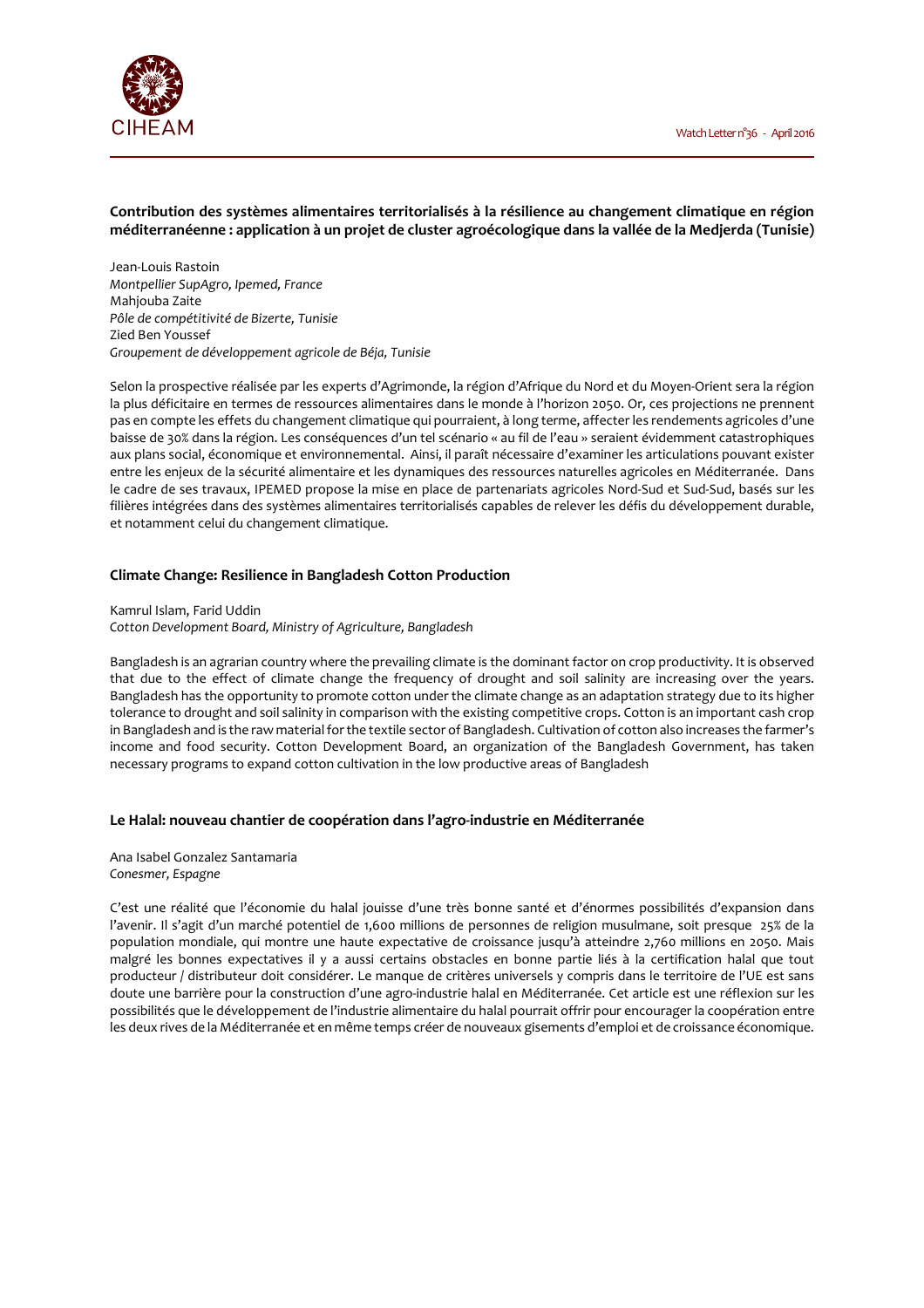### Contribution des systèmes alimentaires territorialisés à la résilience au changement climatique en région méditerranéenne : application à un projet de cluster agroécologique dans la vallée de la Medjerda (Tunisie)

Jean-Louis Rastoin
*Montpellier SupAgro, Ipemed, France*
Mahjouba Zaite
*Pôle de compétitivité de Bizerte, Tunisie*
Zied Ben Youssef
*Groupement de développement agricole de Béja, Tunisie*

Selon la prospective réalisée par les experts d'Agrimonde, la région d'Afrique du Nord et du Moyen-Orient sera la région la plus déficitaire en termes de ressources alimentaires dans le monde à l'horizon 2050. Or, ces projections ne prennent pas en compte les effets du changement climatique qui pourraient, à long terme, affecter les rendements agricoles d'une baisse de 30% dans la région. Les conséquences d'un tel scénario « au fil de l'eau » seraient évidemment catastrophiques aux plans social, économique et environnemental. Ainsi, il paraît nécessaire d'examiner les articulations pouvant exister entre les enjeux de la sécurité alimentaire et les dynamiques des ressources naturelles agricoles en Méditerranée. Dans le cadre de ses travaux, IPEMED propose la mise en place de partenariats agricoles Nord-Sud et Sud-Sud, basés sur les filières intégrées dans des systèmes alimentaires territorialisés capables de relever les défis du développement durable, et notamment celui du changement climatique.

### Climate Change: Resilience in Bangladesh Cotton Production

Kamrul Islam, Farid Uddin
*Cotton Development Board, Ministry of Agriculture, Bangladesh*

Bangladesh is an agrarian country where the prevailing climate is the dominant factor on crop productivity. It is observed that due to the effect of climate change the frequency of drought and soil salinity are increasing over the years. Bangladesh has the opportunity to promote cotton under the climate change as an adaptation strategy due to its higher tolerance to drought and soil salinity in comparison with the existing competitive crops. Cotton is an important cash crop in Bangladesh and is the raw material for the textile sector of Bangladesh. Cultivation of cotton also increases the farmer's income and food security. Cotton Development Board, an organization of the Bangladesh Government, has taken necessary programs to expand cotton cultivation in the low productive areas of Bangladesh

### Le Halal: nouveau chantier de coopération dans l'agro-industrie en Méditerranée

Ana Isabel Gonzalez Santamaria
*Conesmer, Espagne*

C'est une réalité que l'économie du halal jouisse d'une très bonne santé et d'énormes possibilités d'expansion dans l'avenir. Il s'agit d'un marché potentiel de 1,600 millions de personnes de religion musulmane, soit presque 25% de la population mondiale, qui montre une haute expectative de croissance jusqu'à atteindre 2,760 millions en 2050. Mais malgré les bonnes expectatives il y a aussi certains obstacles en bonne partie liés à la certification halal que tout producteur / distributeur doit considérer. Le manque de critères universels y compris dans le territoire de l'UE est sans doute une barrière pour la construction d'une agro-industrie halal en Méditerranée. Cet article est une réflexion sur les possibilités que le développement de l'industrie alimentaire du halal pourrait offrir pour encourager la coopération entre les deux rives de la Méditerranée et en même temps créer de nouveaux gisements d'emploi et de croissance économique.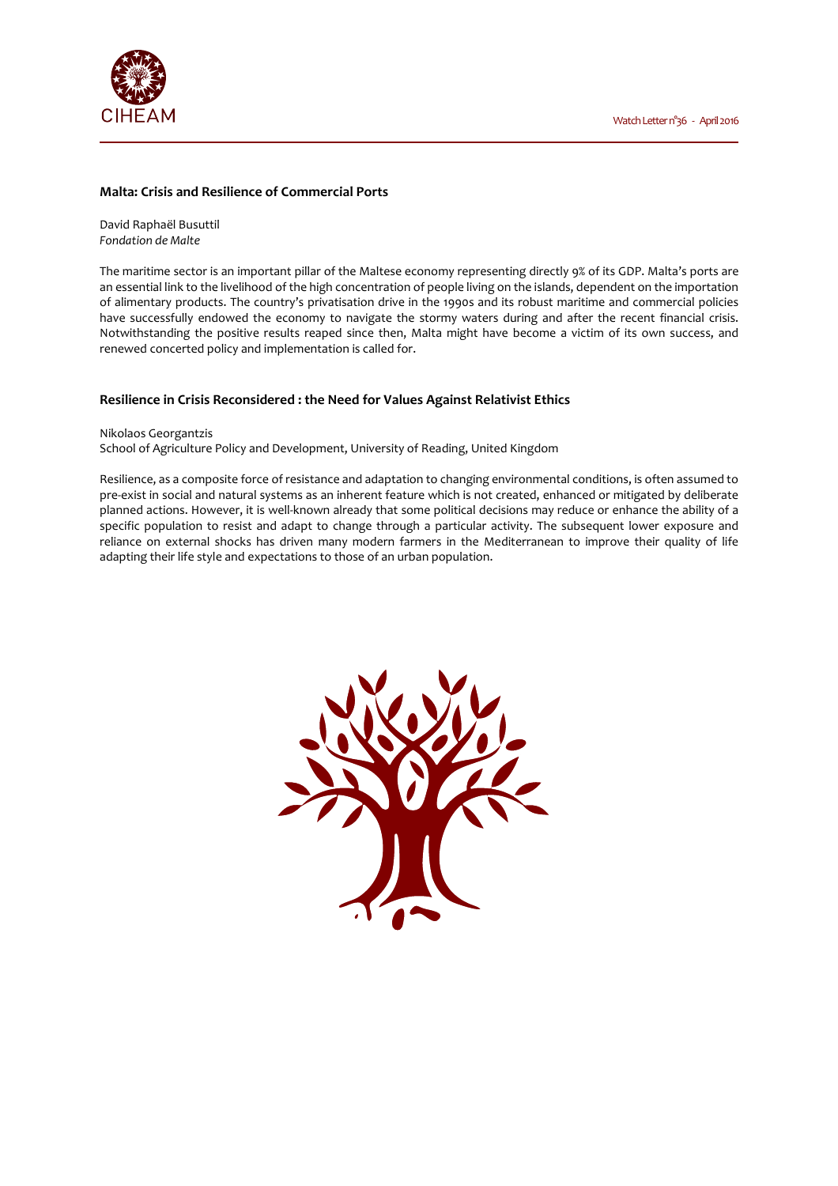### Malta: Crisis and Resilience of Commercial Ports

David Raphaël Busuttil
*Fondation de Malte*

The maritime sector is an important pillar of the Maltese economy representing directly 9% of its GDP. Malta's ports are an essential link to the livelihood of the high concentration of people living on the islands, dependent on the importation of alimentary products. The country's privatisation drive in the 1990s and its robust maritime and commercial policies have successfully endowed the economy to navigate the stormy waters during and after the recent financial crisis. Notwithstanding the positive results reaped since then, Malta might have become a victim of its own success, and renewed concerted policy and implementation is called for.

### Resilience in Crisis Reconsidered : the Need for Values Against Relativist Ethics

Nikolaos Georgantzis
School of Agriculture Policy and Development, University of Reading, United Kingdom

Resilience, as a composite force of resistance and adaptation to changing environmental conditions, is often assumed to pre-exist in social and natural systems as an inherent feature which is not created, enhanced or mitigated by deliberate planned actions. However, it is well-known already that some political decisions may reduce or enhance the ability of a specific population to resist and adapt to change through a particular activity. The subsequent lower exposure and reliance on external shocks has driven many modern farmers in the Mediterranean to improve their quality of life adapting their life style and expectations to those of an urban population.